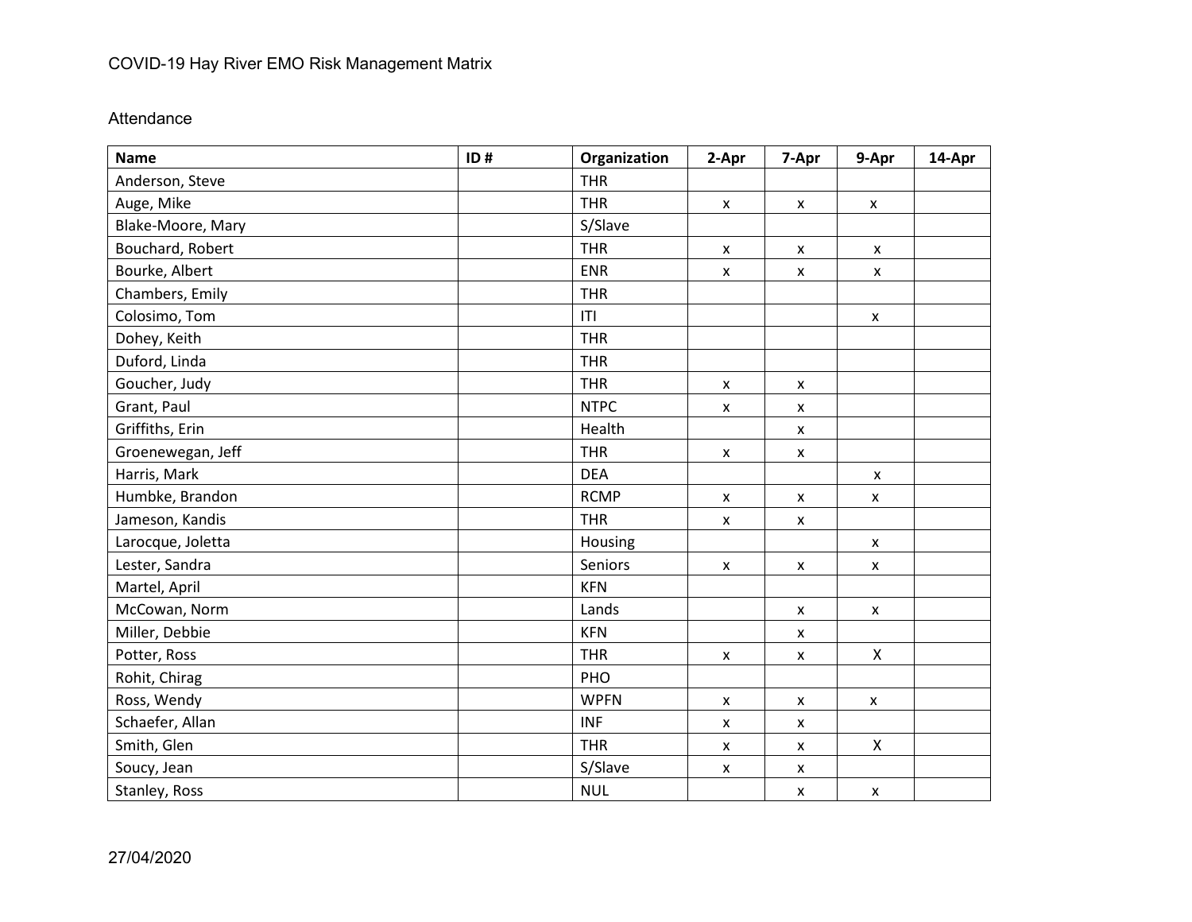# COVID-19 Hay River EMO Risk Management Matrix

## Attendance

| Name | ID # | Organization | 2-Apr | 7-Apr | 9-Apr | 14-Apr |
|---|---|---|---|---|---|---|
| Anderson, Steve | | THR | | | | |
| Auge, Mike | | THR | x | x | x | |
| Blake-Moore, Mary | | S/Slave | | | | |
| Bouchard, Robert | | THR | x | x | x | |
| Bourke, Albert | | ENR | x | x | x | |
| Chambers, Emily | | THR | | | | |
| Colosimo, Tom | | ITI | | | x | |
| Dohey, Keith | | THR | | | | |
| Duford, Linda | | THR | | | | |
| Goucher, Judy | | THR | x | x | | |
| Grant, Paul | | NTPC | x | x | | |
| Griffiths, Erin | | Health | | x | | |
| Groenewegan, Jeff | | THR | x | x | | |
| Harris, Mark | | DEA | | | x | |
| Humbke, Brandon | | RCMP | x | x | x | |
| Jameson, Kandis | | THR | x | x | | |
| Larocque, Joletta | | Housing | | | x | |
| Lester, Sandra | | Seniors | x | x | x | |
| Martel, April | | KFN | | | | |
| McCowan, Norm | | Lands | | x | x | |
| Miller, Debbie | | KFN | | x | | |
| Potter, Ross | | THR | x | x | X | |
| Rohit, Chirag | | PHO | | | | |
| Ross, Wendy | | WPFN | x | x | x | |
| Schaefer, Allan | | INF | x | x | | |
| Smith, Glen | | THR | x | x | X | |
| Soucy, Jean | | S/Slave | x | x | | |
| Stanley, Ross | | NUL | | x | x | |

27/04/2020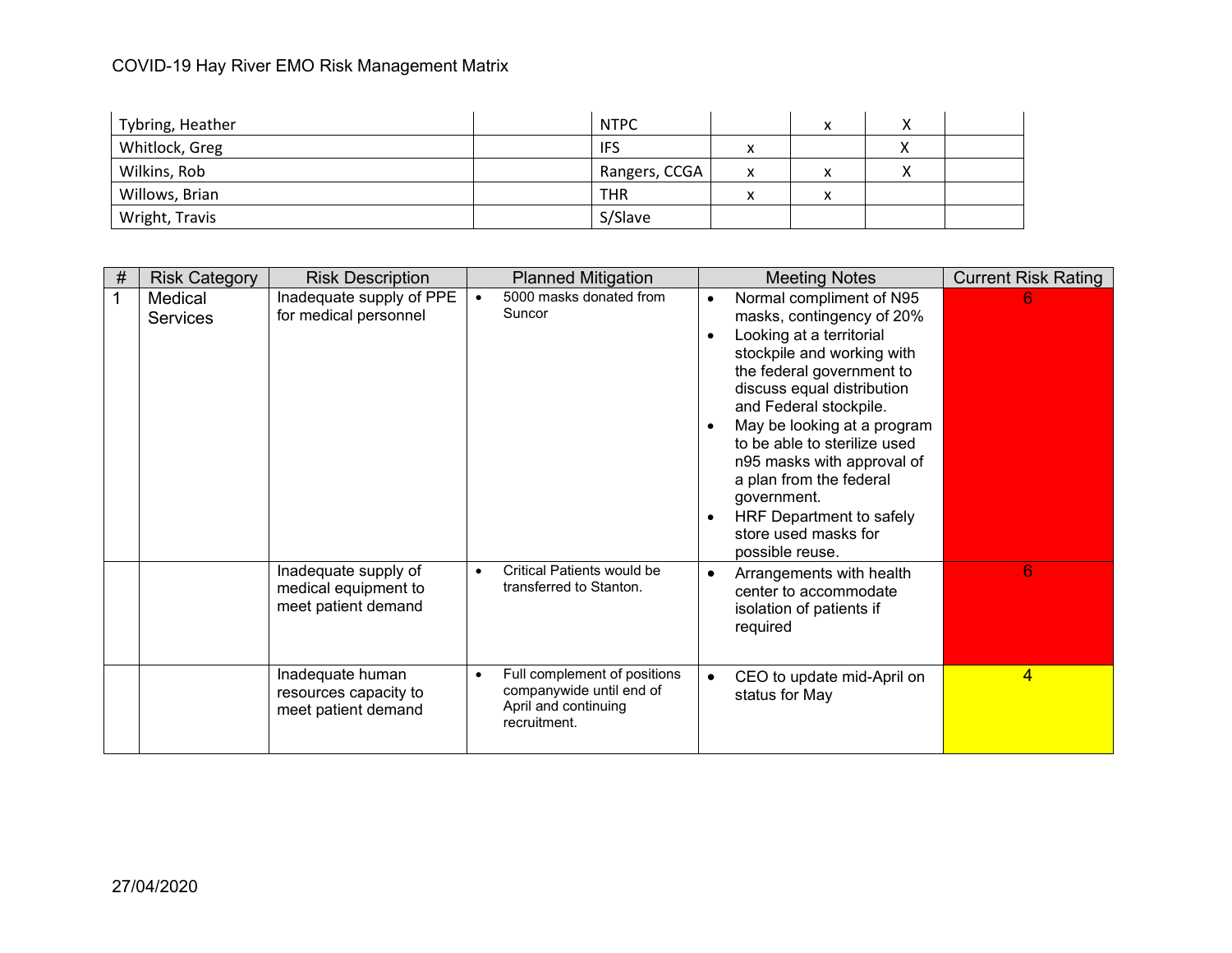| Tybring, Heather | | NTPC | | x | X | |
|---|---|---|---|---|---|---|
| Whitlock, Greg | | IFS | x | | X | |
| Wilkins, Rob | | Rangers, CCGA | x | x | X | |
| Willows, Brian | | THR | x | x | | |
| Wright, Travis | | S/Slave | | | | |

| # | Risk Category | Risk Description | Planned Mitigation | Meeting Notes | Current Risk Rating |
|---|---|---|---|---|---|
| 1 | Medical Services | Inadequate supply of PPE for medical personnel | • 5000 masks donated from Suncor | • Normal compliment of N95 masks, contingency of 20%<br>• Looking at a territorial stockpile and working with the federal government to discuss equal distribution and Federal stockpile.<br>• May be looking at a program to be able to sterilize used n95 masks with approval of a plan from the federal government.<br>• HRF Department to safely store used masks for possible reuse. | 6 |
| | | Inadequate supply of medical equipment to meet patient demand | • Critical Patients would be transferred to Stanton. | • Arrangements with health center to accommodate isolation of patients if required | 6 |
| | | Inadequate human resources capacity to meet patient demand | • Full complement of positions companywide until end of April and continuing recruitment. | • CEO to update mid-April on status for May | 4 |

27/04/2020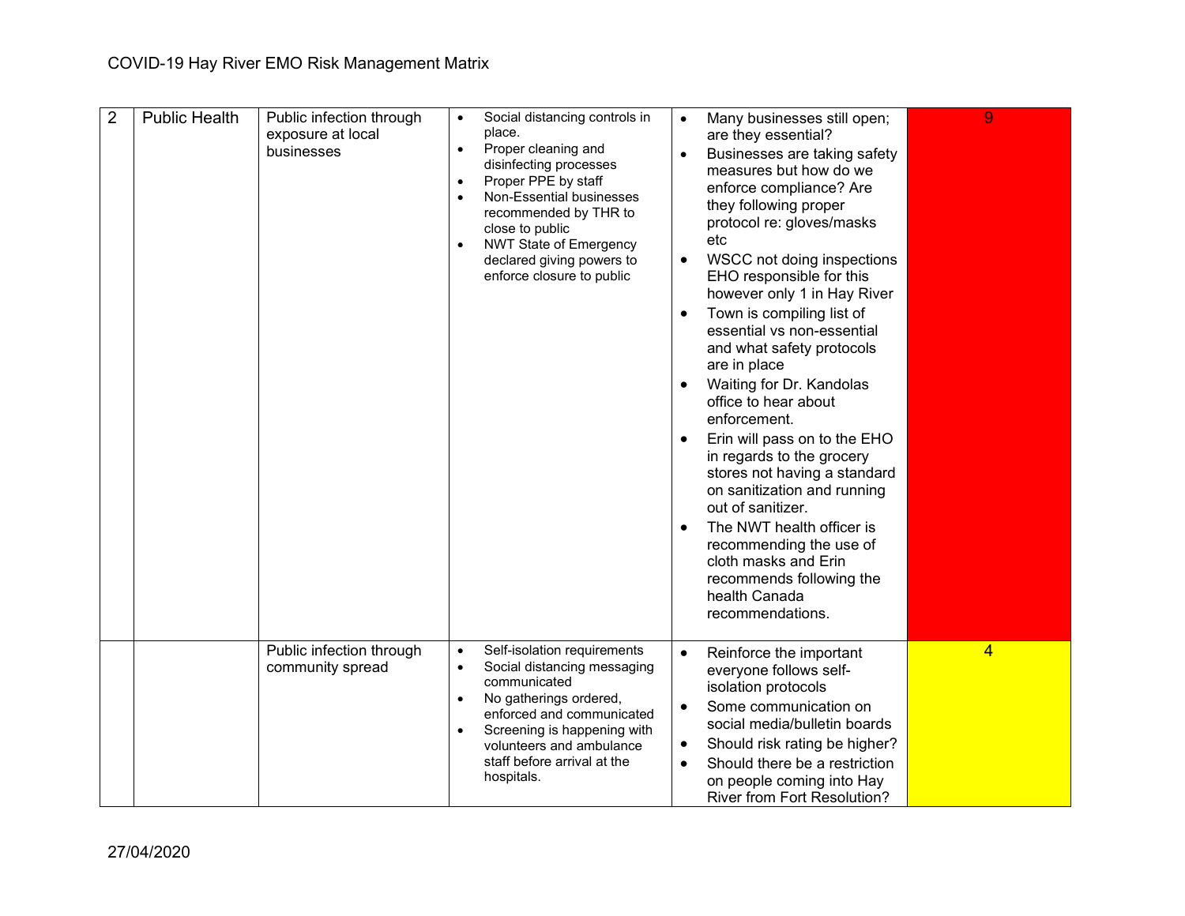| 2 | Public Health | Public infection through exposure at local businesses | <ul><li>Social distancing controls in place.</li><li>Proper cleaning and disinfecting processes</li><li>Proper PPE by staff</li><li>Non-Essential businesses recommended by THR to close to public</li><li>NWT State of Emergency declared giving powers to enforce closure to public</li></ul> | <ul><li>Many businesses still open; are they essential?</li><li>Businesses are taking safety measures but how do we enforce compliance? Are they following proper protocol re: gloves/masks etc</li><li>WSCC not doing inspections EHO responsible for this however only 1 in Hay River</li><li>Town is compiling list of essential vs non-essential and what safety protocols are in place</li><li>Waiting for Dr. Kandolas office to hear about enforcement.</li><li>Erin will pass on to the EHO in regards to the grocery stores not having a standard on sanitization and running out of sanitizer.</li><li>The NWT health officer is recommending the use of cloth masks and Erin recommends following the health Canada recommendations.</li></ul> | 9 |
|---|---|---|---|---|---|
| | | Public infection through community spread | <ul><li>Self-isolation requirements</li><li>Social distancing messaging communicated</li><li>No gatherings ordered, enforced and communicated</li><li>Screening is happening with volunteers and ambulance staff before arrival at the hospitals.</li></ul> | <ul><li>Reinforce the important everyone follows self-isolation protocols</li><li>Some communication on social media/bulletin boards</li><li>Should risk rating be higher?</li><li>Should there be a restriction on people coming into Hay River from Fort Resolution?</li></ul> | 4 |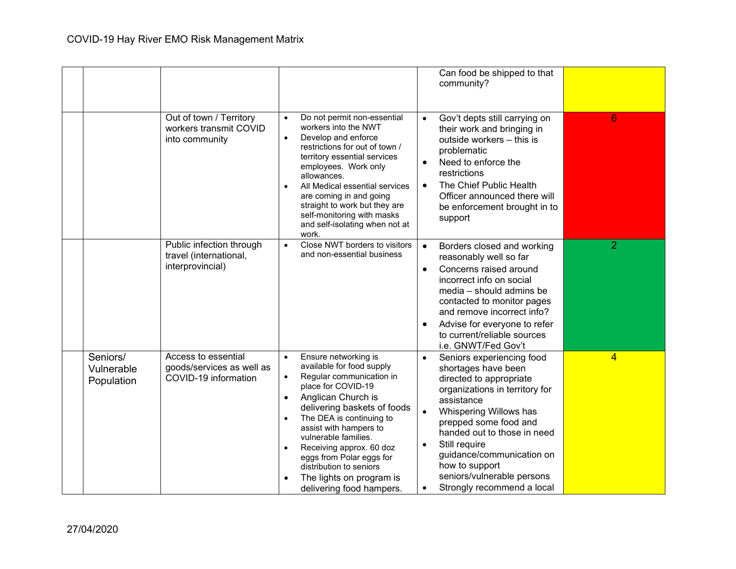| | | | | | |
|---|---|---|---|---|---|
| | | | | Can food be shipped to that community? | |
| | | Out of town / Territory workers transmit COVID into community | • Do not permit non-essential workers into the NWT<br>• Develop and enforce restrictions for out of town / territory essential services employees. Work only allowances.<br>• All Medical essential services are coming in and going straight to work but they are self-monitoring with masks and self-isolating when not at work. | • Gov't depts still carrying on their work and bringing in outside workers – this is problematic<br>• Need to enforce the restrictions<br>• The Chief Public Health Officer announced there will be enforcement brought in to support | 6 |
| | | Public infection through travel (international, interprovincial) | • Close NWT borders to visitors and non-essential business | • Borders closed and working reasonably well so far<br>• Concerns raised around incorrect info on social media – should admins be contacted to monitor pages and remove incorrect info?<br>• Advise for everyone to refer to current/reliable sources i.e. GNWT/Fed Gov't | 2 |
| | Seniors/ Vulnerable Population | Access to essential goods/services as well as COVID-19 information | • Ensure networking is available for food supply<br>• Regular communication in place for COVID-19<br>• Anglican Church is delivering baskets of foods<br>• The DEA is continuing to assist with hampers to vulnerable families.<br>• Receiving approx. 60 doz eggs from Polar eggs for distribution to seniors<br>• The lights on program is delivering food hampers. | • Seniors experiencing food shortages have been directed to appropriate organizations in territory for assistance<br>• Whispering Willows has prepped some food and handed out to those in need<br>• Still require guidance/communication on how to support seniors/vulnerable persons<br>• Strongly recommend a local | 4 |

27/04/2020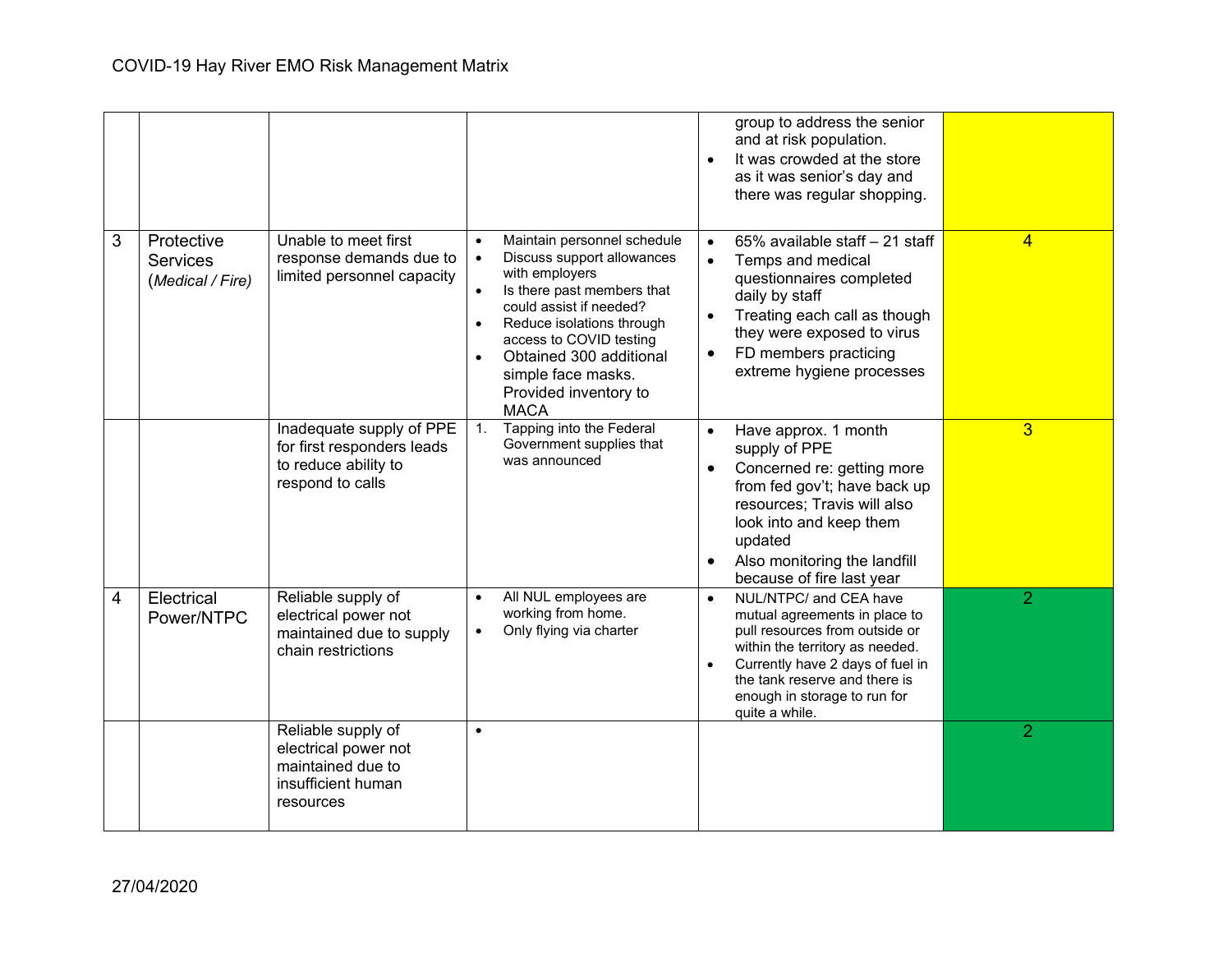COVID-19 Hay River EMO Risk Management Matrix

| | | | | | |
|---|---|---|---|---|---|
| | | | | group to address the senior and at risk population.<br>• It was crowded at the store as it was senior's day and there was regular shopping. | |
| 3 | Protective Services (*Medical / Fire)* | Unable to meet first response demands due to limited personnel capacity | • Maintain personnel schedule<br>• Discuss support allowances with employers<br>• Is there past members that could assist if needed?<br>• Reduce isolations through access to COVID testing<br>• Obtained 300 additional simple face masks. Provided inventory to MACA | • 65% available staff – 21 staff<br>• Temps and medical questionnaires completed daily by staff<br>• Treating each call as though they were exposed to virus<br>• FD members practicing extreme hygiene processes | 4 |
| | | Inadequate supply of PPE for first responders leads to reduce ability to respond to calls | 1. Tapping into the Federal Government supplies that was announced | • Have approx. 1 month supply of PPE<br>• Concerned re: getting more from fed gov't; have back up resources; Travis will also look into and keep them updated<br>• Also monitoring the landfill because of fire last year | 3 |
| 4 | Electrical Power/NTPC | Reliable supply of electrical power not maintained due to supply chain restrictions | • All NUL employees are working from home.<br>• Only flying via charter | • NUL/NTPC/ and CEA have mutual agreements in place to pull resources from outside or within the territory as needed.<br>• Currently have 2 days of fuel in the tank reserve and there is enough in storage to run for quite a while. | 2 |
| | | Reliable supply of electrical power not maintained due to insufficient human resources | • | | 2 |

27/04/2020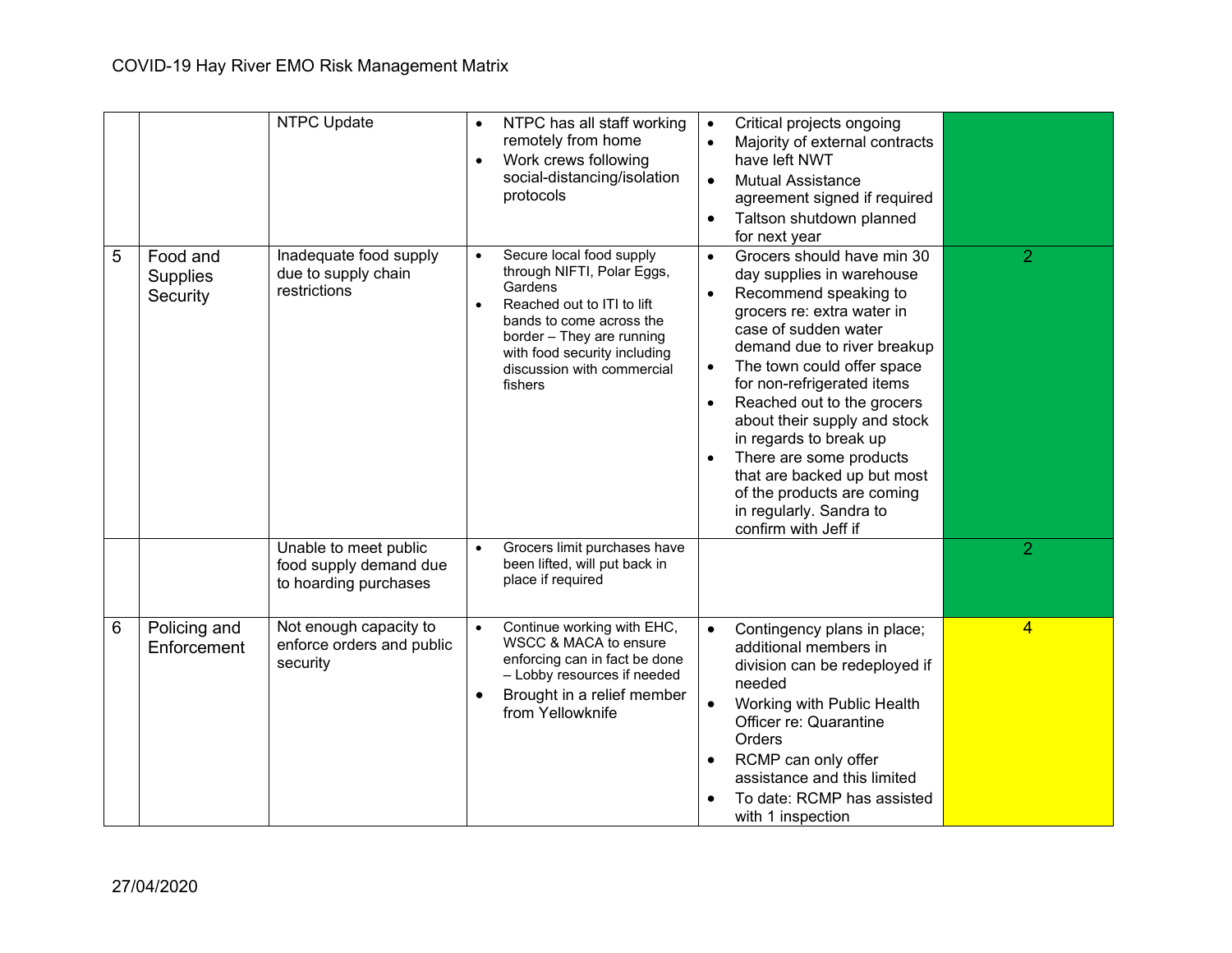| | | | | | |
|---|---|---|---|---|---|
| | | NTPC Update | • NTPC has all staff working remotely from home<br>• Work crews following social-distancing/isolation protocols | • Critical projects ongoing<br>• Majority of external contracts have left NWT<br>• Mutual Assistance agreement signed if required<br>• Taltson shutdown planned for next year | |
| 5 | Food and Supplies Security | Inadequate food supply due to supply chain restrictions | • Secure local food supply through NIFTI, Polar Eggs, Gardens<br>• Reached out to ITI to lift bands to come across the border – They are running with food security including discussion with commercial fishers | • Grocers should have min 30 day supplies in warehouse<br>• Recommend speaking to grocers re: extra water in case of sudden water demand due to river breakup<br>• The town could offer space for non-refrigerated items<br>• Reached out to the grocers about their supply and stock in regards to break up<br>• There are some products that are backed up but most of the products are coming in regularly. Sandra to confirm with Jeff if | 2 |
| | | Unable to meet public food supply demand due to hoarding purchases | • Grocers limit purchases have been lifted, will put back in place if required | | 2 |
| 6 | Policing and Enforcement | Not enough capacity to enforce orders and public security | • Continue working with EHC, WSCC & MACA to ensure enforcing can in fact be done – Lobby resources if needed<br>• Brought in a relief member from Yellowknife | • Contingency plans in place; additional members in division can be redeployed if needed<br>• Working with Public Health Officer re: Quarantine Orders<br>• RCMP can only offer assistance and this limited<br>• To date: RCMP has assisted with 1 inspection | 4 |

27/04/2020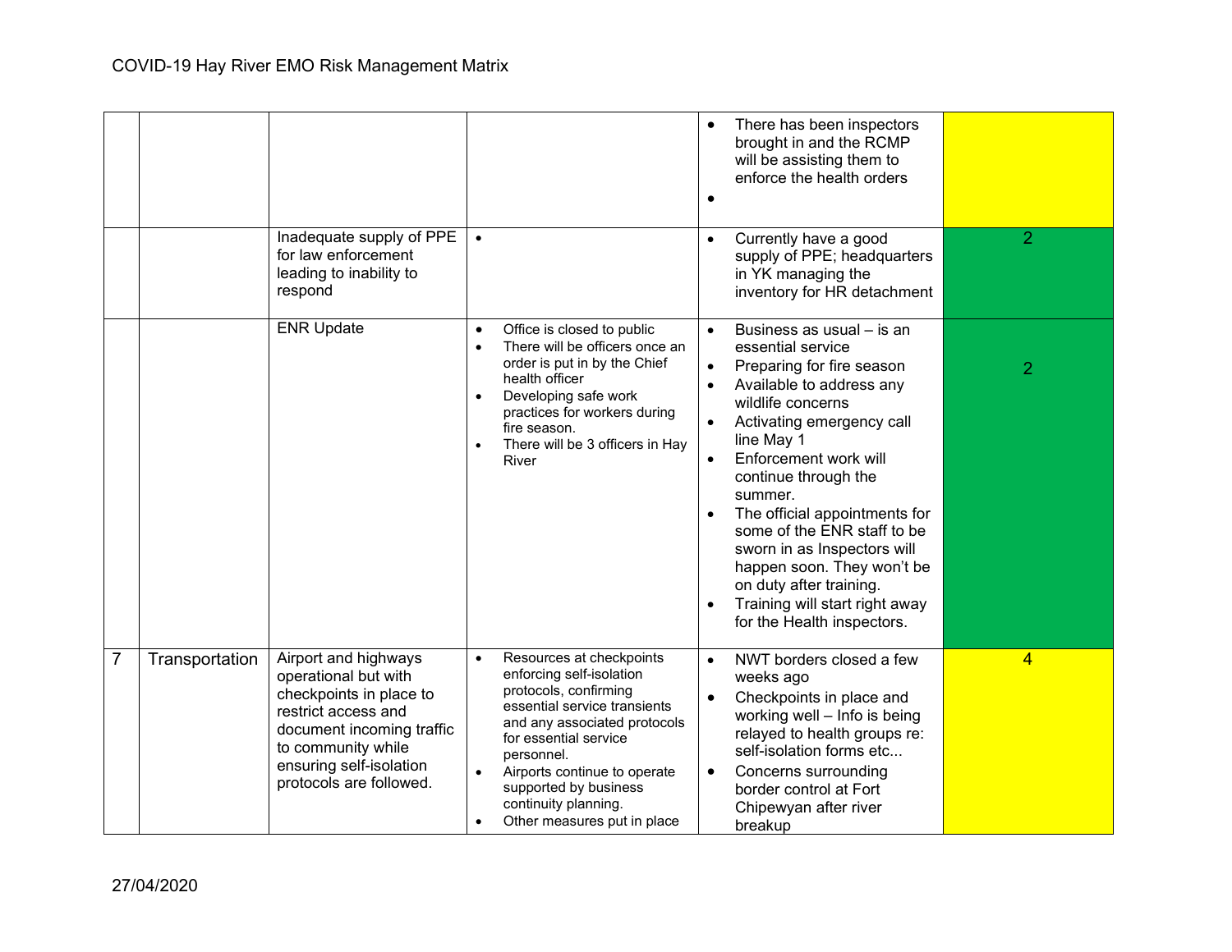| | | | | • There has been inspectors brought in and the RCMP will be assisting them to enforce the health orders<br>• | |
|---|---|---|---|---|---|
| | | Inadequate supply of PPE for law enforcement leading to inability to respond | • | • Currently have a good supply of PPE; headquarters in YK managing the inventory for HR detachment | 2 |
| | | ENR Update | • Office is closed to public<br>• There will be officers once an order is put in by the Chief health officer<br>• Developing safe work practices for workers during fire season.<br>• There will be 3 officers in Hay River | • Business as usual – is an essential service<br>• Preparing for fire season<br>• Available to address any wildlife concerns<br>• Activating emergency call line May 1<br>• Enforcement work will continue through the summer.<br>• The official appointments for some of the ENR staff to be sworn in as Inspectors will happen soon. They won't be on duty after training.<br>• Training will start right away for the Health inspectors. | 2 |
| 7 | Transportation | Airport and highways operational but with checkpoints in place to restrict access and document incoming traffic to community while ensuring self-isolation protocols are followed. | • Resources at checkpoints enforcing self-isolation protocols, confirming essential service transients and any associated protocols for essential service personnel.<br>• Airports continue to operate supported by business continuity planning.<br>• Other measures put in place | • NWT borders closed a few weeks ago<br>• Checkpoints in place and working well – Info is being relayed to health groups re: self-isolation forms etc...<br>• Concerns surrounding border control at Fort Chipewyan after river breakup | 4 |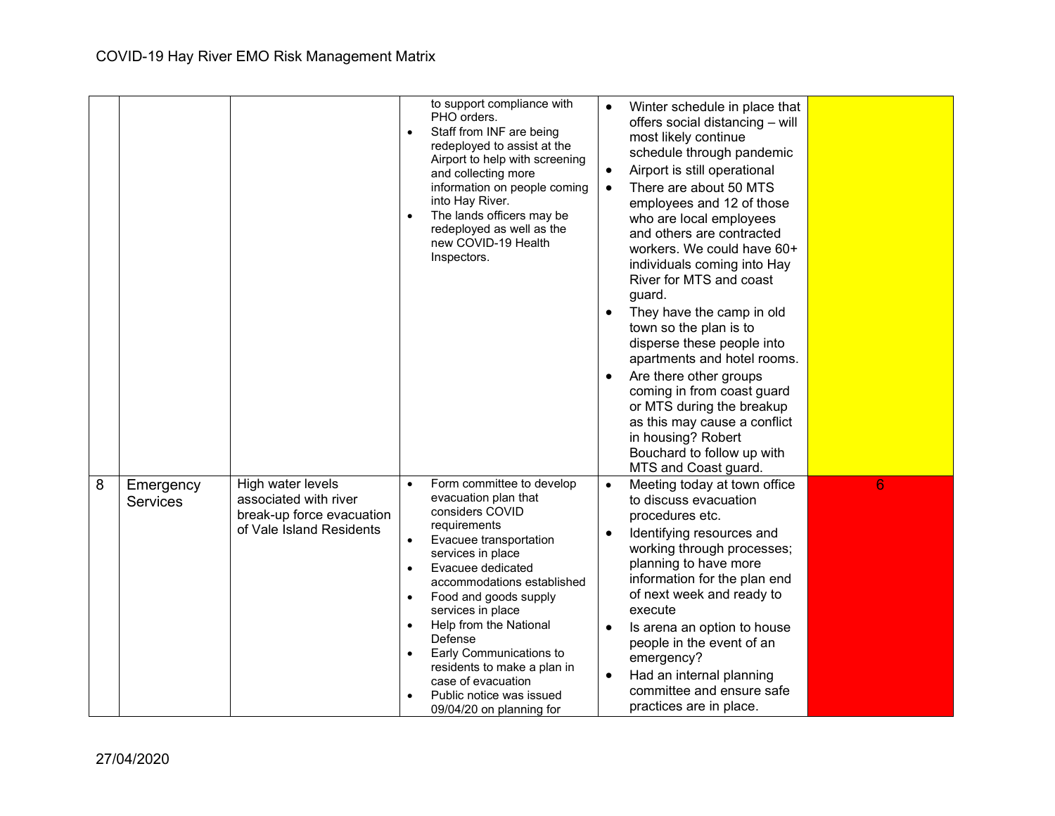| | | | | | |
|---|---|---|---|---|---|
| | | | to support compliance with PHO orders.<br>• Staff from INF are being redeployed to assist at the Airport to help with screening and collecting more information on people coming into Hay River.<br>• The lands officers may be redeployed as well as the new COVID-19 Health Inspectors. | • Winter schedule in place that offers social distancing – will most likely continue schedule through pandemic<br>• Airport is still operational<br>• There are about 50 MTS employees and 12 of those who are local employees and others are contracted workers. We could have 60+ individuals coming into Hay River for MTS and coast guard.<br>• They have the camp in old town so the plan is to disperse these people into apartments and hotel rooms.<br>• Are there other groups coming in from coast guard or MTS during the breakup as this may cause a conflict in housing? Robert Bouchard to follow up with MTS and Coast guard. | |
| 8 | Emergency Services | High water levels associated with river break-up force evacuation of Vale Island Residents | • Form committee to develop evacuation plan that considers COVID requirements<br>• Evacuee transportation services in place<br>• Evacuee dedicated accommodations established<br>• Food and goods supply services in place<br>• Help from the National Defense<br>• Early Communications to residents to make a plan in case of evacuation<br>• Public notice was issued 09/04/20 on planning for | • Meeting today at town office to discuss evacuation procedures etc.<br>• Identifying resources and working through processes; planning to have more information for the plan end of next week and ready to execute<br>• Is arena an option to house people in the event of an emergency?<br>• Had an internal planning committee and ensure safe practices are in place. | 6 |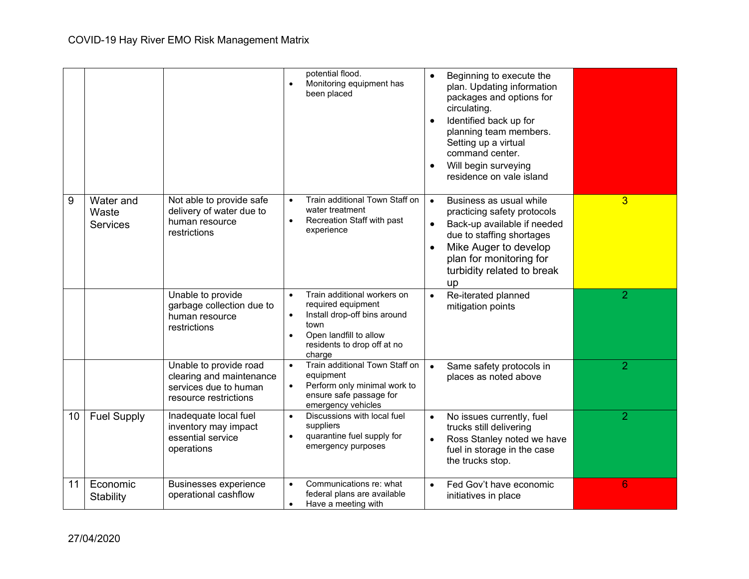| | | | | | |
|---|---|---|---|---|---|
| | | | • potential flood.<br>• Monitoring equipment has been placed | • Beginning to execute the plan. Updating information packages and options for circulating.<br>• Identified back up for planning team members. Setting up a virtual command center.<br>• Will begin surveying residence on vale island | |
| 9 | Water and Waste Services | Not able to provide safe delivery of water due to human resource restrictions | • Train additional Town Staff on water treatment<br>• Recreation Staff with past experience | • Business as usual while practicing safety protocols<br>• Back-up available if needed due to staffing shortages<br>• Mike Auger to develop plan for monitoring for turbidity related to break up | 3 |
| | | Unable to provide garbage collection due to human resource restrictions | • Train additional workers on required equipment<br>• Install drop-off bins around town<br>• Open landfill to allow residents to drop off at no charge | • Re-iterated planned mitigation points | 2 |
| | | Unable to provide road clearing and maintenance services due to human resource restrictions | • Train additional Town Staff on equipment<br>• Perform only minimal work to ensure safe passage for emergency vehicles | • Same safety protocols in places as noted above | 2 |
| 10 | Fuel Supply | Inadequate local fuel inventory may impact essential service operations | • Discussions with local fuel suppliers<br>• quarantine fuel supply for emergency purposes | • No issues currently, fuel trucks still delivering<br>• Ross Stanley noted we have fuel in storage in the case the trucks stop. | 2 |
| 11 | Economic Stability | Businesses experience operational cashflow | • Communications re: what federal plans are available<br>• Have a meeting with | • Fed Gov't have economic initiatives in place | 6 |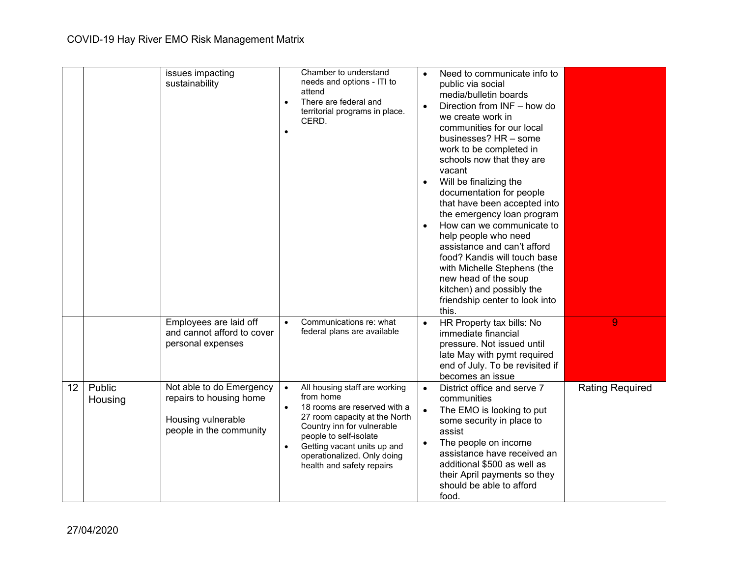| | | issues impacting sustainability | Chamber to understand needs and options - ITI to attend<br>• There are federal and territorial programs in place. CERD.<br>• | • Need to communicate info to public via social media/bulletin boards<br>• Direction from INF – how do we create work in communities for our local businesses? HR – some work to be completed in schools now that they are vacant<br>• Will be finalizing the documentation for people that have been accepted into the emergency loan program<br>• How can we communicate to help people who need assistance and can't afford food? Kandis will touch base with Michelle Stephens (the new head of the soup kitchen) and possibly the friendship center to look into this. | |
|---|---|---|---|---|---|
| | | Employees are laid off and cannot afford to cover personal expenses | • Communications re: what federal plans are available | • HR Property tax bills: No immediate financial pressure. Not issued until late May with pymt required end of July. To be revisited if becomes an issue | 9 |
| 12 | Public Housing | Not able to do Emergency repairs to housing home<br><br>Housing vulnerable people in the community | • All housing staff are working from home<br>• 18 rooms are reserved with a 27 room capacity at the North Country inn for vulnerable people to self-isolate<br>• Getting vacant units up and operationalized. Only doing health and safety repairs | • District office and serve 7 communities<br>• The EMO is looking to put some security in place to assist<br>• The people on income assistance have received an additional $500 as well as their April payments so they should be able to afford food. | Rating Required |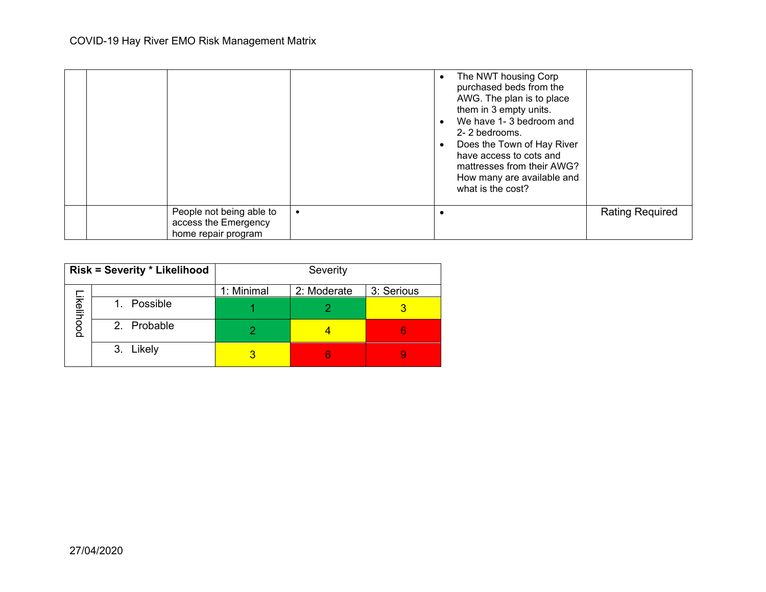| | | | | | |
|---|---|---|---|---|---|
| | | | | • The NWT housing Corp purchased beds from the AWG. The plan is to place them in 3 empty units.<br>• We have 1- 3 bedroom and 2- 2 bedrooms.<br>• Does the Town of Hay River have access to cots and mattresses from their AWG? How many are available and what is the cost? | |
| | | People not being able to access the Emergency home repair program | • | • | Rating Required |

| **Risk = Severity * Likelihood** | | Severity | | |
|---|---|---|---|---|
| Likelihood | | 1: Minimal | 2: Moderate | 3: Serious |
| | 1. Possible | 1 | 2 | 3 |
| | 2. Probable | 2 | 4 | 6 |
| | 3. Likely | 3 | 6 | 9 |

27/04/2020